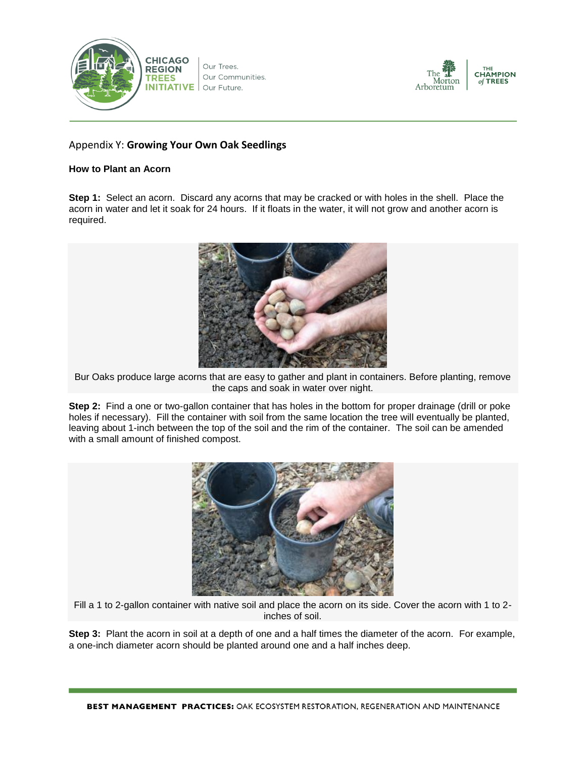## Appendix Y: **Growing Your Own Oak Seedlings**

### How to Plant an Acorn

**Step 1:** Select an acorn. Discard any acorns that may be cracked or with holes in the shell. Place the acorn in water and let it soak for 24 hours. If it floats in the water, it will not grow and another acorn is required.

Bur Oaks produce large acorns that are easy to gather and plant in containers. Before planting, remove the caps and soak in water over night.

**Step 2:** Find a one or two-gallon container that has holes in the bottom for proper drainage (drill or poke holes if necessary). Fill the container with soil from the same location the tree will eventually be planted, leaving about 1-inch between the top of the soil and the rim of the container. The soil can be amended with a small amount of finished compost.

Fill a 1 to 2-gallon container with native soil and place the acorn on its side. Cover the acorn with 1 to 2-inches of soil.

**Step 3:** Plant the acorn in soil at a depth of one and a half times the diameter of the acorn. For example, a one-inch diameter acorn should be planted around one and a half inches deep.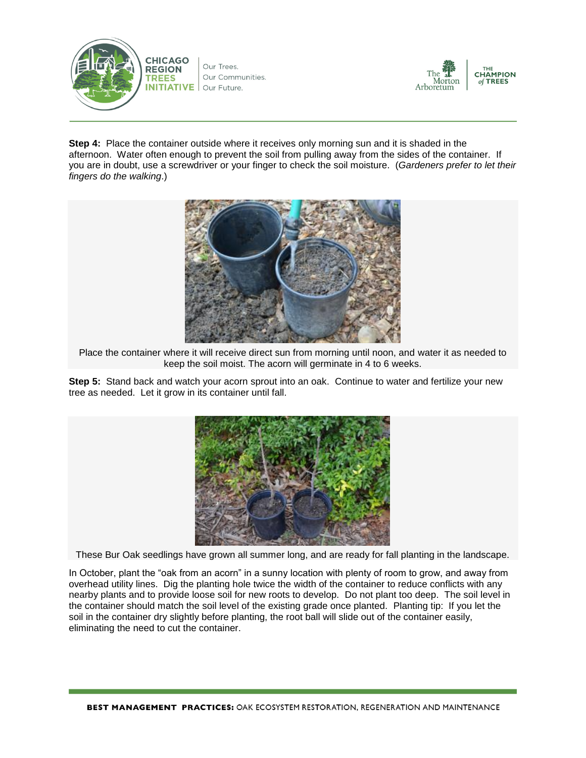**Step 4:** Place the container outside where it receives only morning sun and it is shaded in the afternoon. Water often enough to prevent the soil from pulling away from the sides of the container. If you are in doubt, use a screwdriver or your finger to check the soil moisture. (*Gardeners prefer to let their fingers do the walking*.)

Place the container where it will receive direct sun from morning until noon, and water it as needed to keep the soil moist. The acorn will germinate in 4 to 6 weeks.

**Step 5:** Stand back and watch your acorn sprout into an oak. Continue to water and fertilize your new tree as needed. Let it grow in its container until fall.

These Bur Oak seedlings have grown all summer long, and are ready for fall planting in the landscape.

In October, plant the "oak from an acorn" in a sunny location with plenty of room to grow, and away from overhead utility lines. Dig the planting hole twice the width of the container to reduce conflicts with any nearby plants and to provide loose soil for new roots to develop. Do not plant too deep. The soil level in the container should match the soil level of the existing grade once planted. Planting tip: If you let the soil in the container dry slightly before planting, the root ball will slide out of the container easily, eliminating the need to cut the container.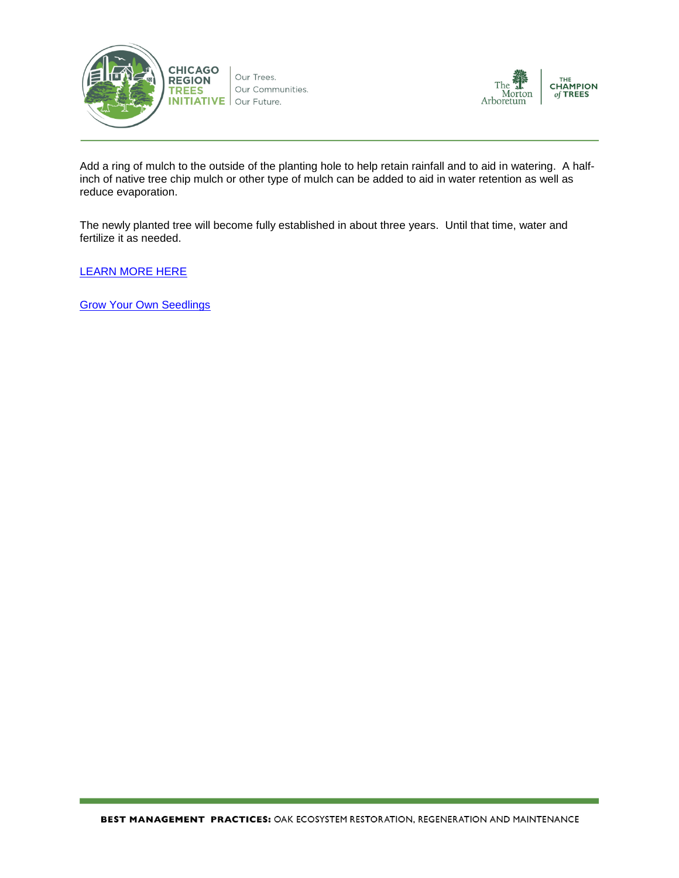Add a ring of mulch to the outside of the planting hole to help retain rainfall and to aid in watering. A half-inch of native tree chip mulch or other type of mulch can be added to aid in water retention as well as reduce evaporation.

The newly planted tree will become fully established in about three years. Until that time, water and fertilize it as needed.

LEARN MORE HERE

Grow Your Own Seedlings